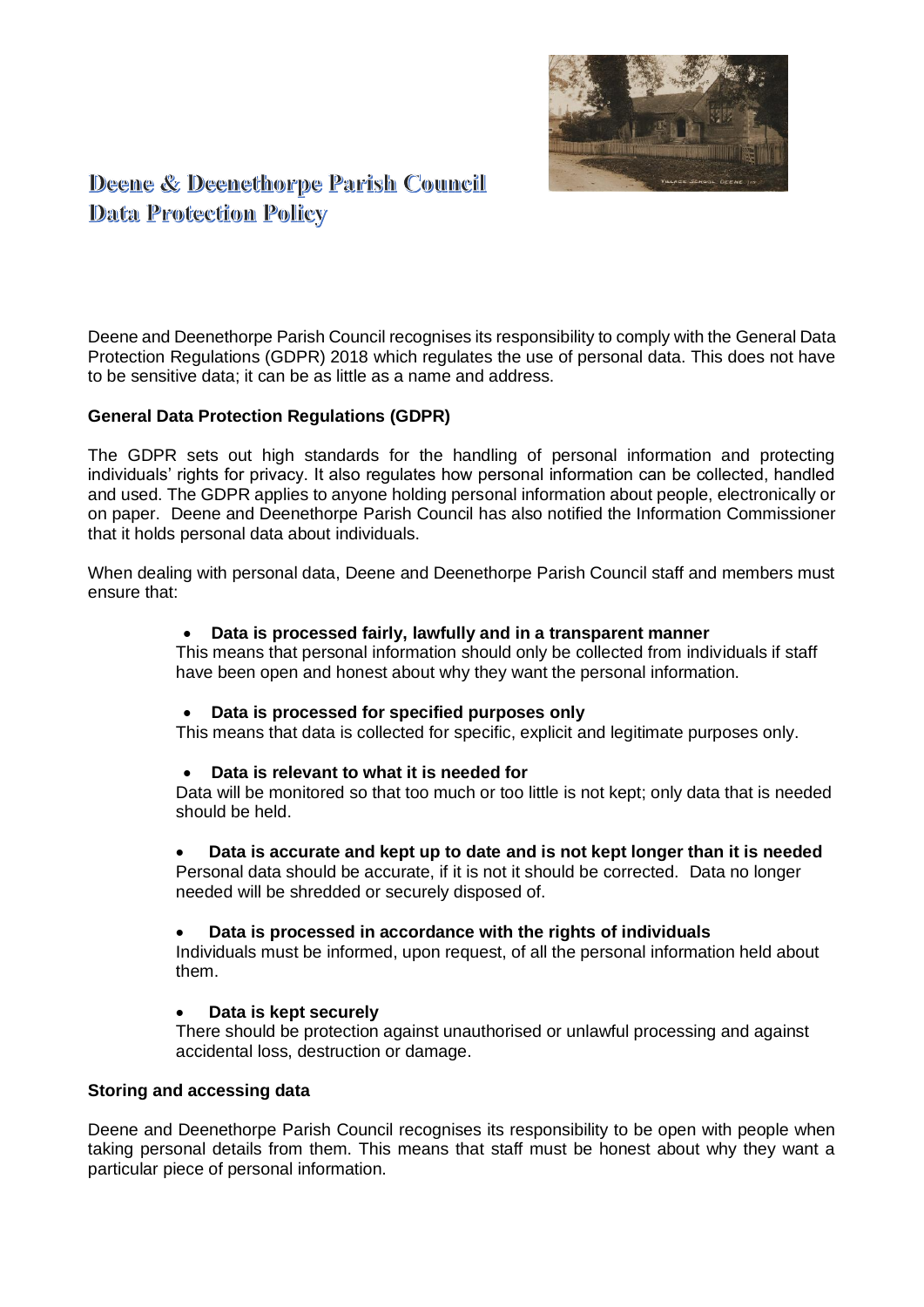# Deene & Deenethorpe Parish Council
# Data Protection Policy

Deene and Deenethorpe Parish Council recognises its responsibility to comply with the General Data Protection Regulations (GDPR) 2018 which regulates the use of personal data. This does not have to be sensitive data; it can be as little as a name and address.

**General Data Protection Regulations (GDPR)**

The GDPR sets out high standards for the handling of personal information and protecting individuals' rights for privacy. It also regulates how personal information can be collected, handled and used. The GDPR applies to anyone holding personal information about people, electronically or on paper. Deene and Deenethorpe Parish Council has also notified the Information Commissioner that it holds personal data about individuals.

When dealing with personal data, Deene and Deenethorpe Parish Council staff and members must ensure that:

- **Data is processed fairly, lawfully and in a transparent manner**
  This means that personal information should only be collected from individuals if staff have been open and honest about why they want the personal information.

- **Data is processed for specified purposes only**
  This means that data is collected for specific, explicit and legitimate purposes only.

- **Data is relevant to what it is needed for**
  Data will be monitored so that too much or too little is not kept; only data that is needed should be held.

- **Data is accurate and kept up to date and is not kept longer than it is needed**
  Personal data should be accurate, if it is not it should be corrected. Data no longer needed will be shredded or securely disposed of.

- **Data is processed in accordance with the rights of individuals**
  Individuals must be informed, upon request, of all the personal information held about them.

- **Data is kept securely**
  There should be protection against unauthorised or unlawful processing and against accidental loss, destruction or damage.

**Storing and accessing data**

Deene and Deenethorpe Parish Council recognises its responsibility to be open with people when taking personal details from them. This means that staff must be honest about why they want a particular piece of personal information.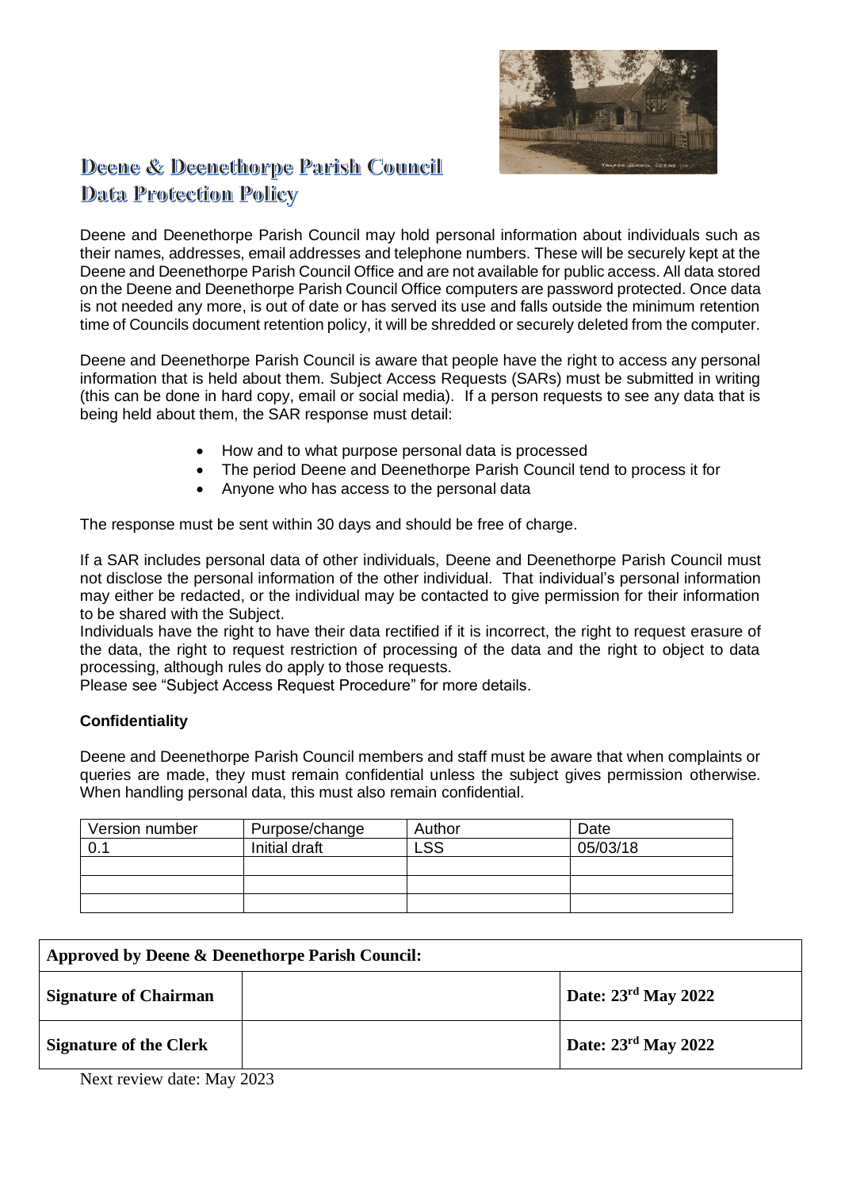# Deene & Deenethorpe Parish Council
# Data Protection Policy

Deene and Deenethorpe Parish Council may hold personal information about individuals such as their names, addresses, email addresses and telephone numbers. These will be securely kept at the Deene and Deenethorpe Parish Council Office and are not available for public access. All data stored on the Deene and Deenethorpe Parish Council Office computers are password protected. Once data is not needed any more, is out of date or has served its use and falls outside the minimum retention time of Councils document retention policy, it will be shredded or securely deleted from the computer.

Deene and Deenethorpe Parish Council is aware that people have the right to access any personal information that is held about them. Subject Access Requests (SARs) must be submitted in writing (this can be done in hard copy, email or social media). If a person requests to see any data that is being held about them, the SAR response must detail:

- How and to what purpose personal data is processed
- The period Deene and Deenethorpe Parish Council tend to process it for
- Anyone who has access to the personal data

The response must be sent within 30 days and should be free of charge.

If a SAR includes personal data of other individuals, Deene and Deenethorpe Parish Council must not disclose the personal information of the other individual. That individual's personal information may either be redacted, or the individual may be contacted to give permission for their information to be shared with the Subject.
Individuals have the right to have their data rectified if it is incorrect, the right to request erasure of the data, the right to request restriction of processing of the data and the right to object to data processing, although rules do apply to those requests.
Please see "Subject Access Request Procedure" for more details.

**Confidentiality**

Deene and Deenethorpe Parish Council members and staff must be aware that when complaints or queries are made, they must remain confidential unless the subject gives permission otherwise. When handling personal data, this must also remain confidential.

| Version number | Purpose/change | Author | Date |
|---|---|---|---|
| 0.1 | Initial draft | LSS | 05/03/18 |
| | | | |
| | | | |
| | | | |

| **Approved by Deene & Deenethorpe Parish Council:** | | |
|---|---|---|
| **Signature of Chairman** | | **Date: 23rd May 2022** |
| **Signature of the Clerk** | | **Date: 23rd May 2022** |

Next review date: May 2023